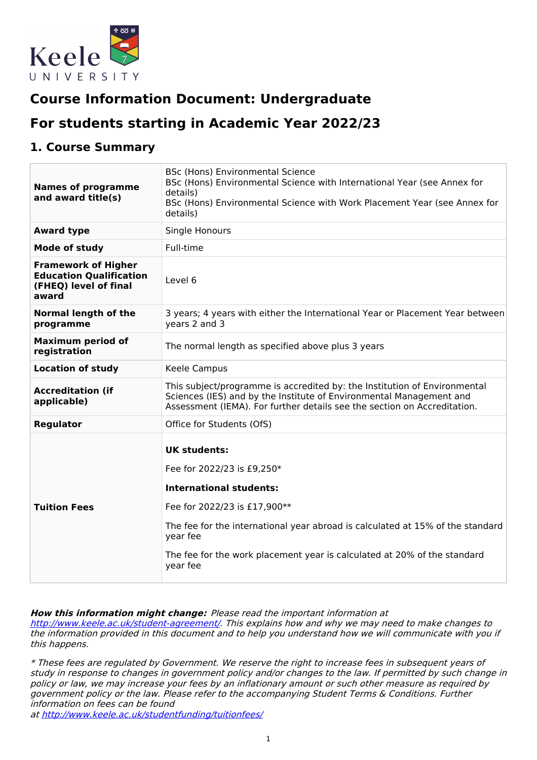# Course Information Document: Undergraduate

## For students starting in Academic Year 2022/23

## 1. Course Summary

| | |
|---|---|
| **Names of programme and award title(s)** | BSc (Hons) Environmental Science<br>BSc (Hons) Environmental Science with International Year (see Annex for details)<br>BSc (Hons) Environmental Science with Work Placement Year (see Annex for details) |
| **Award type** | Single Honours |
| **Mode of study** | Full-time |
| **Framework of Higher Education Qualification (FHEQ) level of final award** | Level 6 |
| **Normal length of the programme** | 3 years; 4 years with either the International Year or Placement Year between years 2 and 3 |
| **Maximum period of registration** | The normal length as specified above plus 3 years |
| **Location of study** | Keele Campus |
| **Accreditation (if applicable)** | This subject/programme is accredited by: the Institution of Environmental Sciences (IES) and by the Institute of Environmental Management and Assessment (IEMA). For further details see the section on Accreditation. |
| **Regulator** | Office for Students (OfS) |
| **Tuition Fees** | **UK students:**<br>Fee for 2022/23 is £9,250*<br>**International students:**<br>Fee for 2022/23 is £17,900**<br>The fee for the international year abroad is calculated at 15% of the standard year fee<br>The fee for the work placement year is calculated at 20% of the standard year fee |

***How this information might change:*** *Please read the important information at [http://www.keele.ac.uk/student-agreement/](http://www.keele.ac.uk/student-agreement/). This explains how and why we may need to make changes to the information provided in this document and to help you understand how we will communicate with you if this happens.*

*\* These fees are regulated by Government. We reserve the right to increase fees in subsequent years of study in response to changes in government policy and/or changes to the law. If permitted by such change in policy or law, we may increase your fees by an inflationary amount or such other measure as required by government policy or the law. Please refer to the accompanying Student Terms & Conditions. Further information on fees can be found at [http://www.keele.ac.uk/studentfunding/tuitionfees/](http://www.keele.ac.uk/studentfunding/tuitionfees/)*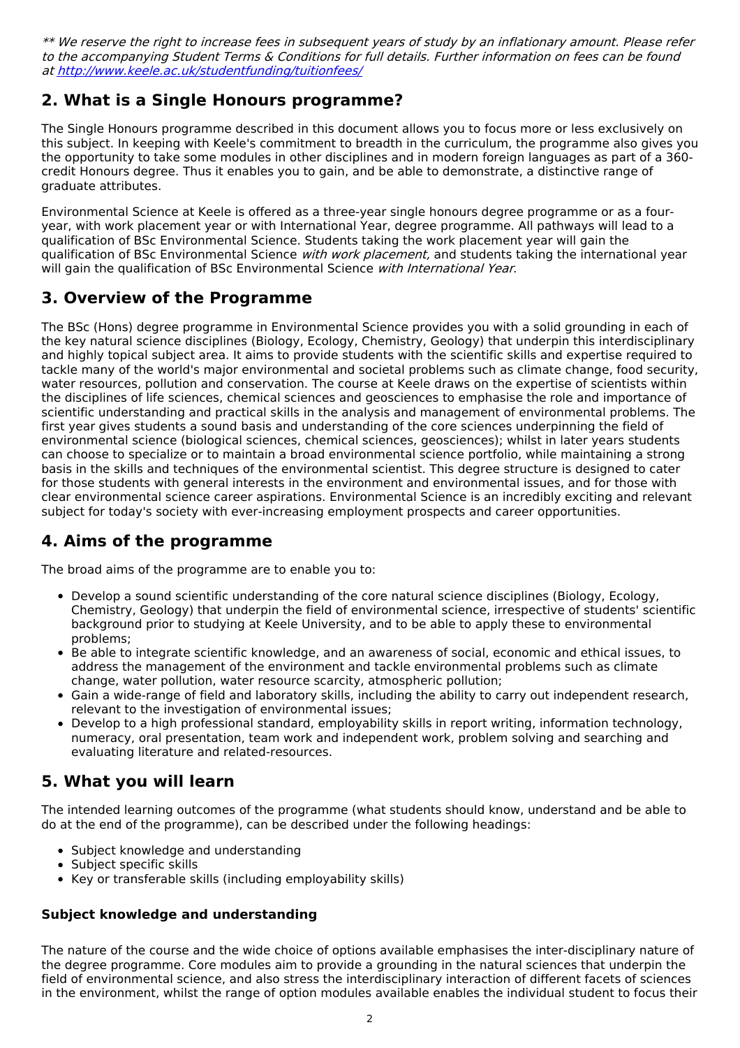*** We reserve the right to increase fees in subsequent years of study by an inflationary amount. Please refer to the accompanying Student Terms & Conditions for full details. Further information on fees can be found at [http://www.keele.ac.uk/studentfunding/tuitionfees/](http://www.keele.ac.uk/studentfunding/tuitionfees/)*

## 2. What is a Single Honours programme?

The Single Honours programme described in this document allows you to focus more or less exclusively on this subject. In keeping with Keele's commitment to breadth in the curriculum, the programme also gives you the opportunity to take some modules in other disciplines and in modern foreign languages as part of a 360-credit Honours degree. Thus it enables you to gain, and be able to demonstrate, a distinctive range of graduate attributes.

Environmental Science at Keele is offered as a three-year single honours degree programme or as a four-year, with work placement year or with International Year, degree programme. All pathways will lead to a qualification of BSc Environmental Science. Students taking the work placement year will gain the qualification of BSc Environmental Science *with work placement,* and students taking the international year will gain the qualification of BSc Environmental Science *with International Year*.

## 3. Overview of the Programme

The BSc (Hons) degree programme in Environmental Science provides you with a solid grounding in each of the key natural science disciplines (Biology, Ecology, Chemistry, Geology) that underpin this interdisciplinary and highly topical subject area. It aims to provide students with the scientific skills and expertise required to tackle many of the world's major environmental and societal problems such as climate change, food security, water resources, pollution and conservation. The course at Keele draws on the expertise of scientists within the disciplines of life sciences, chemical sciences and geosciences to emphasise the role and importance of scientific understanding and practical skills in the analysis and management of environmental problems. The first year gives students a sound basis and understanding of the core sciences underpinning the field of environmental science (biological sciences, chemical sciences, geosciences); whilst in later years students can choose to specialize or to maintain a broad environmental science portfolio, while maintaining a strong basis in the skills and techniques of the environmental scientist. This degree structure is designed to cater for those students with general interests in the environment and environmental issues, and for those with clear environmental science career aspirations. Environmental Science is an incredibly exciting and relevant subject for today's society with ever-increasing employment prospects and career opportunities.

## 4. Aims of the programme

The broad aims of the programme are to enable you to:

- Develop a sound scientific understanding of the core natural science disciplines (Biology, Ecology, Chemistry, Geology) that underpin the field of environmental science, irrespective of students' scientific background prior to studying at Keele University, and to be able to apply these to environmental problems;
- Be able to integrate scientific knowledge, and an awareness of social, economic and ethical issues, to address the management of the environment and tackle environmental problems such as climate change, water pollution, water resource scarcity, atmospheric pollution;
- Gain a wide-range of field and laboratory skills, including the ability to carry out independent research, relevant to the investigation of environmental issues;
- Develop to a high professional standard, employability skills in report writing, information technology, numeracy, oral presentation, team work and independent work, problem solving and searching and evaluating literature and related-resources.

## 5. What you will learn

The intended learning outcomes of the programme (what students should know, understand and be able to do at the end of the programme), can be described under the following headings:

- Subject knowledge and understanding
- Subject specific skills
- Key or transferable skills (including employability skills)

### Subject knowledge and understanding

The nature of the course and the wide choice of options available emphasises the inter-disciplinary nature of the degree programme. Core modules aim to provide a grounding in the natural sciences that underpin the field of environmental science, and also stress the interdisciplinary interaction of different facets of sciences in the environment, whilst the range of option modules available enables the individual student to focus their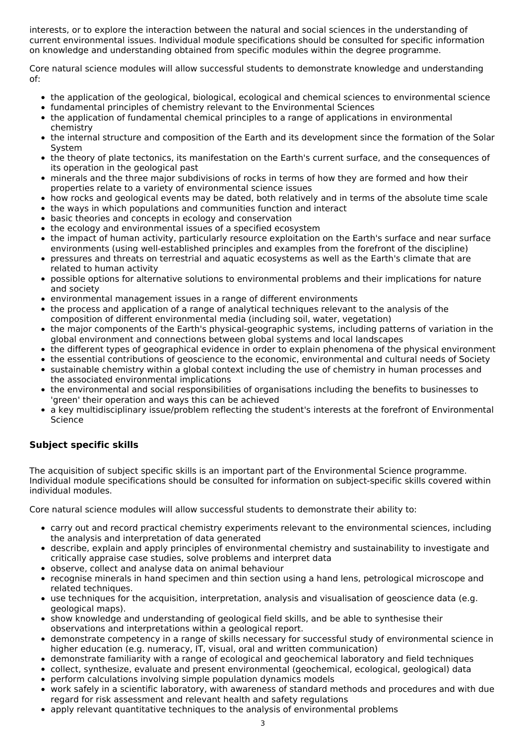interests, or to explore the interaction between the natural and social sciences in the understanding of current environmental issues. Individual module specifications should be consulted for specific information on knowledge and understanding obtained from specific modules within the degree programme.

Core natural science modules will allow successful students to demonstrate knowledge and understanding of:

- the application of the geological, biological, ecological and chemical sciences to environmental science
- fundamental principles of chemistry relevant to the Environmental Sciences
- the application of fundamental chemical principles to a range of applications in environmental chemistry
- the internal structure and composition of the Earth and its development since the formation of the Solar System
- the theory of plate tectonics, its manifestation on the Earth's current surface, and the consequences of its operation in the geological past
- minerals and the three major subdivisions of rocks in terms of how they are formed and how their properties relate to a variety of environmental science issues
- how rocks and geological events may be dated, both relatively and in terms of the absolute time scale
- the ways in which populations and communities function and interact
- basic theories and concepts in ecology and conservation
- the ecology and environmental issues of a specified ecosystem
- the impact of human activity, particularly resource exploitation on the Earth's surface and near surface environments (using well-established principles and examples from the forefront of the discipline)
- pressures and threats on terrestrial and aquatic ecosystems as well as the Earth's climate that are related to human activity
- possible options for alternative solutions to environmental problems and their implications for nature and society
- environmental management issues in a range of different environments
- the process and application of a range of analytical techniques relevant to the analysis of the composition of different environmental media (including soil, water, vegetation)
- the major components of the Earth's physical-geographic systems, including patterns of variation in the global environment and connections between global systems and local landscapes
- the different types of geographical evidence in order to explain phenomena of the physical environment
- the essential contributions of geoscience to the economic, environmental and cultural needs of Society
- sustainable chemistry within a global context including the use of chemistry in human processes and the associated environmental implications
- the environmental and social responsibilities of organisations including the benefits to businesses to 'green' their operation and ways this can be achieved
- a key multidisciplinary issue/problem reflecting the student's interests at the forefront of Environmental Science

### Subject specific skills

The acquisition of subject specific skills is an important part of the Environmental Science programme. Individual module specifications should be consulted for information on subject-specific skills covered within individual modules.

Core natural science modules will allow successful students to demonstrate their ability to:

- carry out and record practical chemistry experiments relevant to the environmental sciences, including the analysis and interpretation of data generated
- describe, explain and apply principles of environmental chemistry and sustainability to investigate and critically appraise case studies, solve problems and interpret data
- observe, collect and analyse data on animal behaviour
- recognise minerals in hand specimen and thin section using a hand lens, petrological microscope and related techniques.
- use techniques for the acquisition, interpretation, analysis and visualisation of geoscience data (e.g. geological maps).
- show knowledge and understanding of geological field skills, and be able to synthesise their observations and interpretations within a geological report.
- demonstrate competency in a range of skills necessary for successful study of environmental science in higher education (e.g. numeracy, IT, visual, oral and written communication)
- demonstrate familiarity with a range of ecological and geochemical laboratory and field techniques
- collect, synthesize, evaluate and present environmental (geochemical, ecological, geological) data
- perform calculations involving simple population dynamics models
- work safely in a scientific laboratory, with awareness of standard methods and procedures and with due regard for risk assessment and relevant health and safety regulations
- apply relevant quantitative techniques to the analysis of environmental problems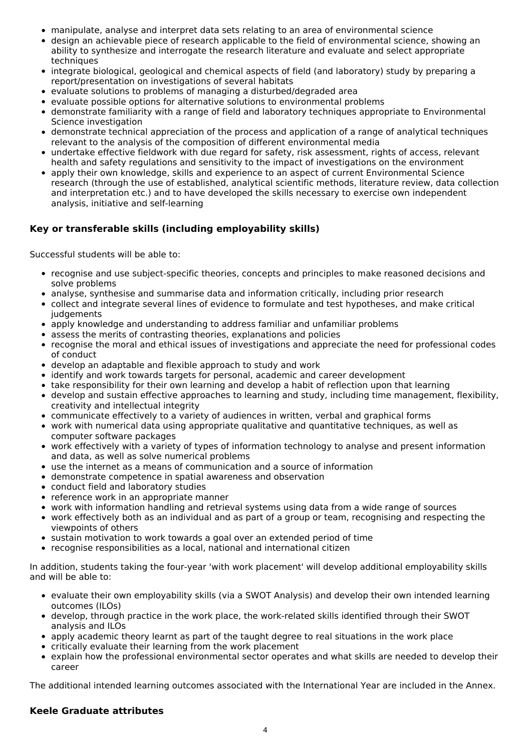- manipulate, analyse and interpret data sets relating to an area of environmental science
- design an achievable piece of research applicable to the field of environmental science, showing an ability to synthesize and interrogate the research literature and evaluate and select appropriate techniques
- integrate biological, geological and chemical aspects of field (and laboratory) study by preparing a report/presentation on investigations of several habitats
- evaluate solutions to problems of managing a disturbed/degraded area
- evaluate possible options for alternative solutions to environmental problems
- demonstrate familiarity with a range of field and laboratory techniques appropriate to Environmental Science investigation
- demonstrate technical appreciation of the process and application of a range of analytical techniques relevant to the analysis of the composition of different environmental media
- undertake effective fieldwork with due regard for safety, risk assessment, rights of access, relevant health and safety regulations and sensitivity to the impact of investigations on the environment
- apply their own knowledge, skills and experience to an aspect of current Environmental Science research (through the use of established, analytical scientific methods, literature review, data collection and interpretation etc.) and to have developed the skills necessary to exercise own independent analysis, initiative and self-learning

### Key or transferable skills (including employability skills)

Successful students will be able to:

- recognise and use subject-specific theories, concepts and principles to make reasoned decisions and solve problems
- analyse, synthesise and summarise data and information critically, including prior research
- collect and integrate several lines of evidence to formulate and test hypotheses, and make critical judgements
- apply knowledge and understanding to address familiar and unfamiliar problems
- assess the merits of contrasting theories, explanations and policies
- recognise the moral and ethical issues of investigations and appreciate the need for professional codes of conduct
- develop an adaptable and flexible approach to study and work
- identify and work towards targets for personal, academic and career development
- take responsibility for their own learning and develop a habit of reflection upon that learning
- develop and sustain effective approaches to learning and study, including time management, flexibility, creativity and intellectual integrity
- communicate effectively to a variety of audiences in written, verbal and graphical forms
- work with numerical data using appropriate qualitative and quantitative techniques, as well as computer software packages
- work effectively with a variety of types of information technology to analyse and present information and data, as well as solve numerical problems
- use the internet as a means of communication and a source of information
- demonstrate competence in spatial awareness and observation
- conduct field and laboratory studies
- reference work in an appropriate manner
- work with information handling and retrieval systems using data from a wide range of sources
- work effectively both as an individual and as part of a group or team, recognising and respecting the viewpoints of others
- sustain motivation to work towards a goal over an extended period of time
- recognise responsibilities as a local, national and international citizen

In addition, students taking the four-year 'with work placement' will develop additional employability skills and will be able to:

- evaluate their own employability skills (via a SWOT Analysis) and develop their own intended learning outcomes (ILOs)
- develop, through practice in the work place, the work-related skills identified through their SWOT analysis and ILOs
- apply academic theory learnt as part of the taught degree to real situations in the work place
- critically evaluate their learning from the work placement
- explain how the professional environmental sector operates and what skills are needed to develop their career

The additional intended learning outcomes associated with the International Year are included in the Annex.

### Keele Graduate attributes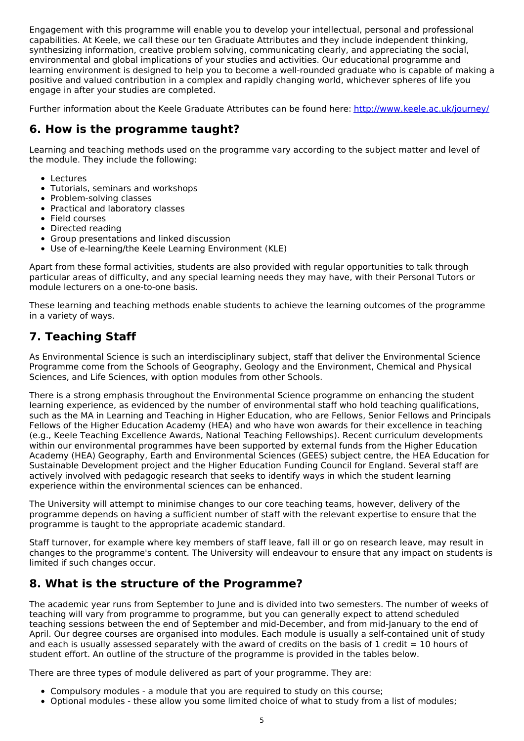Engagement with this programme will enable you to develop your intellectual, personal and professional capabilities. At Keele, we call these our ten Graduate Attributes and they include independent thinking, synthesizing information, creative problem solving, communicating clearly, and appreciating the social, environmental and global implications of your studies and activities. Our educational programme and learning environment is designed to help you to become a well-rounded graduate who is capable of making a positive and valued contribution in a complex and rapidly changing world, whichever spheres of life you engage in after your studies are completed.

Further information about the Keele Graduate Attributes can be found here: http://www.keele.ac.uk/journey/

## 6. How is the programme taught?

Learning and teaching methods used on the programme vary according to the subject matter and level of the module. They include the following:

- Lectures
- Tutorials, seminars and workshops
- Problem-solving classes
- Practical and laboratory classes
- Field courses
- Directed reading
- Group presentations and linked discussion
- Use of e-learning/the Keele Learning Environment (KLE)

Apart from these formal activities, students are also provided with regular opportunities to talk through particular areas of difficulty, and any special learning needs they may have, with their Personal Tutors or module lecturers on a one-to-one basis.

These learning and teaching methods enable students to achieve the learning outcomes of the programme in a variety of ways.

## 7. Teaching Staff

As Environmental Science is such an interdisciplinary subject, staff that deliver the Environmental Science Programme come from the Schools of Geography, Geology and the Environment, Chemical and Physical Sciences, and Life Sciences, with option modules from other Schools.

There is a strong emphasis throughout the Environmental Science programme on enhancing the student learning experience, as evidenced by the number of environmental staff who hold teaching qualifications, such as the MA in Learning and Teaching in Higher Education, who are Fellows, Senior Fellows and Principals Fellows of the Higher Education Academy (HEA) and who have won awards for their excellence in teaching (e.g., Keele Teaching Excellence Awards, National Teaching Fellowships). Recent curriculum developments within our environmental programmes have been supported by external funds from the Higher Education Academy (HEA) Geography, Earth and Environmental Sciences (GEES) subject centre, the HEA Education for Sustainable Development project and the Higher Education Funding Council for England. Several staff are actively involved with pedagogic research that seeks to identify ways in which the student learning experience within the environmental sciences can be enhanced.

The University will attempt to minimise changes to our core teaching teams, however, delivery of the programme depends on having a sufficient number of staff with the relevant expertise to ensure that the programme is taught to the appropriate academic standard.

Staff turnover, for example where key members of staff leave, fall ill or go on research leave, may result in changes to the programme's content. The University will endeavour to ensure that any impact on students is limited if such changes occur.

## 8. What is the structure of the Programme?

The academic year runs from September to June and is divided into two semesters. The number of weeks of teaching will vary from programme to programme, but you can generally expect to attend scheduled teaching sessions between the end of September and mid-December, and from mid-January to the end of April. Our degree courses are organised into modules. Each module is usually a self-contained unit of study and each is usually assessed separately with the award of credits on the basis of 1 credit = 10 hours of student effort. An outline of the structure of the programme is provided in the tables below.

There are three types of module delivered as part of your programme. They are:

- Compulsory modules - a module that you are required to study on this course;
- Optional modules - these allow you some limited choice of what to study from a list of modules;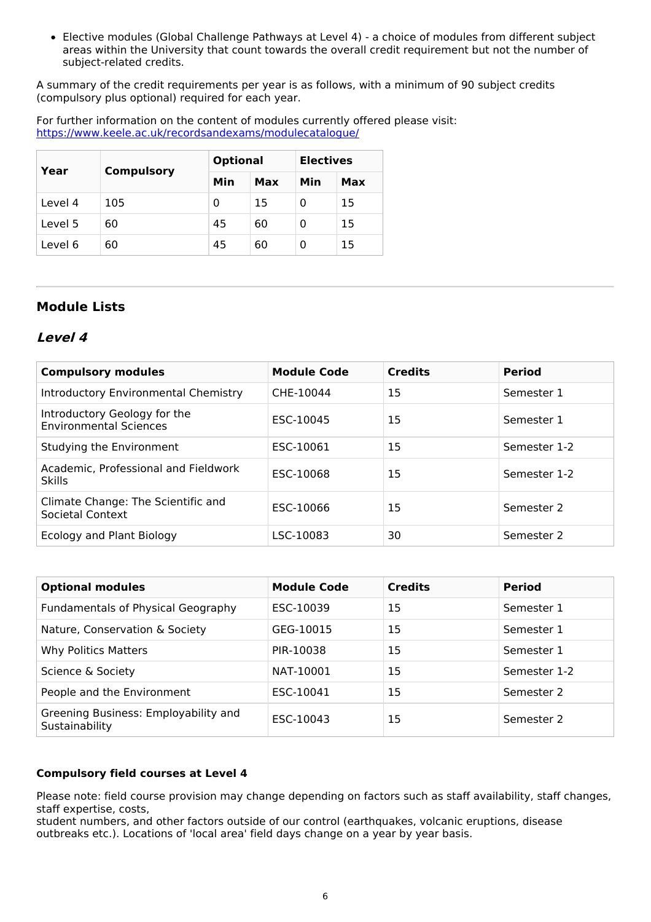- Elective modules (Global Challenge Pathways at Level 4) - a choice of modules from different subject areas within the University that count towards the overall credit requirement but not the number of subject-related credits.

A summary of the credit requirements per year is as follows, with a minimum of 90 subject credits (compulsory plus optional) required for each year.

For further information on the content of modules currently offered please visit: https://www.keele.ac.uk/recordsandexams/modulecatalogue/

| Year | Compulsory | Optional | | Electives | |
|---|---|---|---|---|---|
| | | Min | Max | Min | Max |
| Level 4 | 105 | 0 | 15 | 0 | 15 |
| Level 5 | 60 | 45 | 60 | 0 | 15 |
| Level 6 | 60 | 45 | 60 | 0 | 15 |

## Module Lists

### *Level 4*

| Compulsory modules | Module Code | Credits | Period |
|---|---|---|---|
| Introductory Environmental Chemistry | CHE-10044 | 15 | Semester 1 |
| Introductory Geology for the Environmental Sciences | ESC-10045 | 15 | Semester 1 |
| Studying the Environment | ESC-10061 | 15 | Semester 1-2 |
| Academic, Professional and Fieldwork Skills | ESC-10068 | 15 | Semester 1-2 |
| Climate Change: The Scientific and Societal Context | ESC-10066 | 15 | Semester 2 |
| Ecology and Plant Biology | LSC-10083 | 30 | Semester 2 |

| Optional modules | Module Code | Credits | Period |
|---|---|---|---|
| Fundamentals of Physical Geography | ESC-10039 | 15 | Semester 1 |
| Nature, Conservation & Society | GEG-10015 | 15 | Semester 1 |
| Why Politics Matters | PIR-10038 | 15 | Semester 1 |
| Science & Society | NAT-10001 | 15 | Semester 1-2 |
| People and the Environment | ESC-10041 | 15 | Semester 2 |
| Greening Business: Employability and Sustainability | ESC-10043 | 15 | Semester 2 |

**Compulsory field courses at Level 4**

Please note: field course provision may change depending on factors such as staff availability, staff changes, staff expertise, costs,
student numbers, and other factors outside of our control (earthquakes, volcanic eruptions, disease outbreaks etc.). Locations of 'local area' field days change on a year by year basis.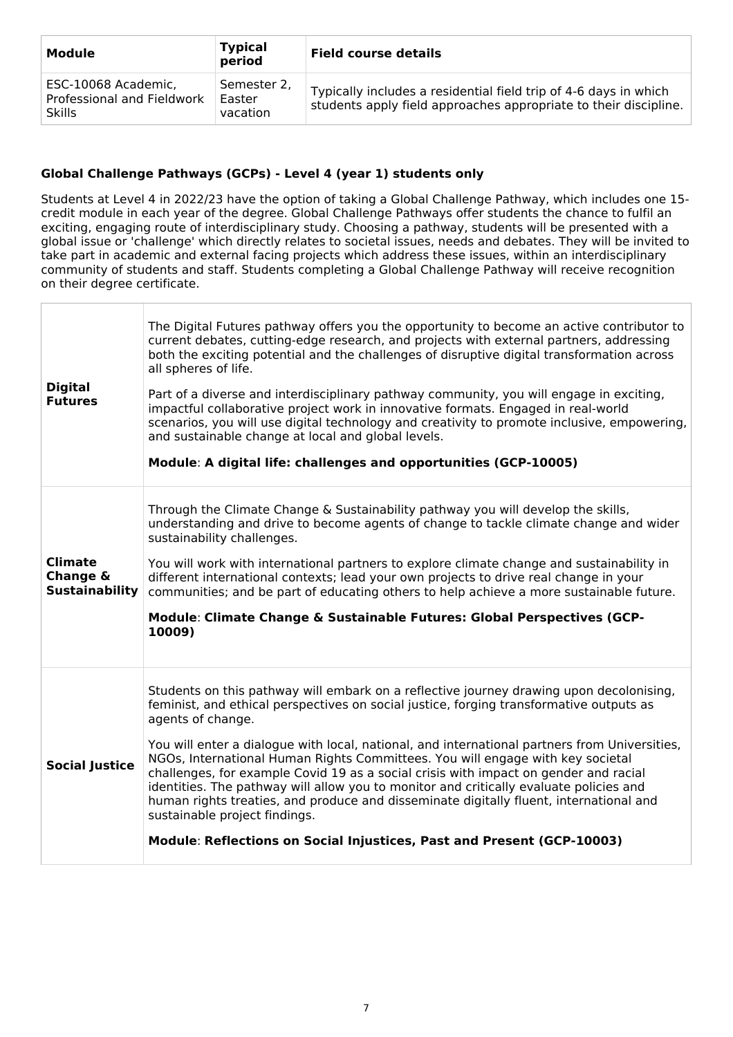| Module | Typical period | Field course details |
| --- | --- | --- |
| ESC-10068 Academic, Professional and Fieldwork Skills | Semester 2, Easter vacation | Typically includes a residential field trip of 4-6 days in which students apply field approaches appropriate to their discipline. |

### Global Challenge Pathways (GCPs) - Level 4 (year 1) students only

Students at Level 4 in 2022/23 have the option of taking a Global Challenge Pathway, which includes one 15-credit module in each year of the degree. Global Challenge Pathways offer students the chance to fulfil an exciting, engaging route of interdisciplinary study. Choosing a pathway, students will be presented with a global issue or 'challenge' which directly relates to societal issues, needs and debates. They will be invited to take part in academic and external facing projects which address these issues, within an interdisciplinary community of students and staff. Students completing a Global Challenge Pathway will receive recognition on their degree certificate.

| | |
| --- | --- |
| **Digital Futures** | The Digital Futures pathway offers you the opportunity to become an active contributor to current debates, cutting-edge research, and projects with external partners, addressing both the exciting potential and the challenges of disruptive digital transformation across all spheres of life.<br><br>Part of a diverse and interdisciplinary pathway community, you will engage in exciting, impactful collaborative project work in innovative formats. Engaged in real-world scenarios, you will use digital technology and creativity to promote inclusive, empowering, and sustainable change at local and global levels.<br><br>**Module**: **A digital life: challenges and opportunities (GCP-10005)** |
| **Climate Change & Sustainability** | Through the Climate Change & Sustainability pathway you will develop the skills, understanding and drive to become agents of change to tackle climate change and wider sustainability challenges.<br><br>You will work with international partners to explore climate change and sustainability in different international contexts; lead your own projects to drive real change in your communities; and be part of educating others to help achieve a more sustainable future.<br><br>**Module**: **Climate Change & Sustainable Futures: Global Perspectives (GCP-10009)** |
| **Social Justice** | Students on this pathway will embark on a reflective journey drawing upon decolonising, feminist, and ethical perspectives on social justice, forging transformative outputs as agents of change.<br><br>You will enter a dialogue with local, national, and international partners from Universities, NGOs, International Human Rights Committees. You will engage with key societal challenges, for example Covid 19 as a social crisis with impact on gender and racial identities. The pathway will allow you to monitor and critically evaluate policies and human rights treaties, and produce and disseminate digitally fluent, international and sustainable project findings.<br><br>**Module**: **Reflections on Social Injustices, Past and Present (GCP-10003)** |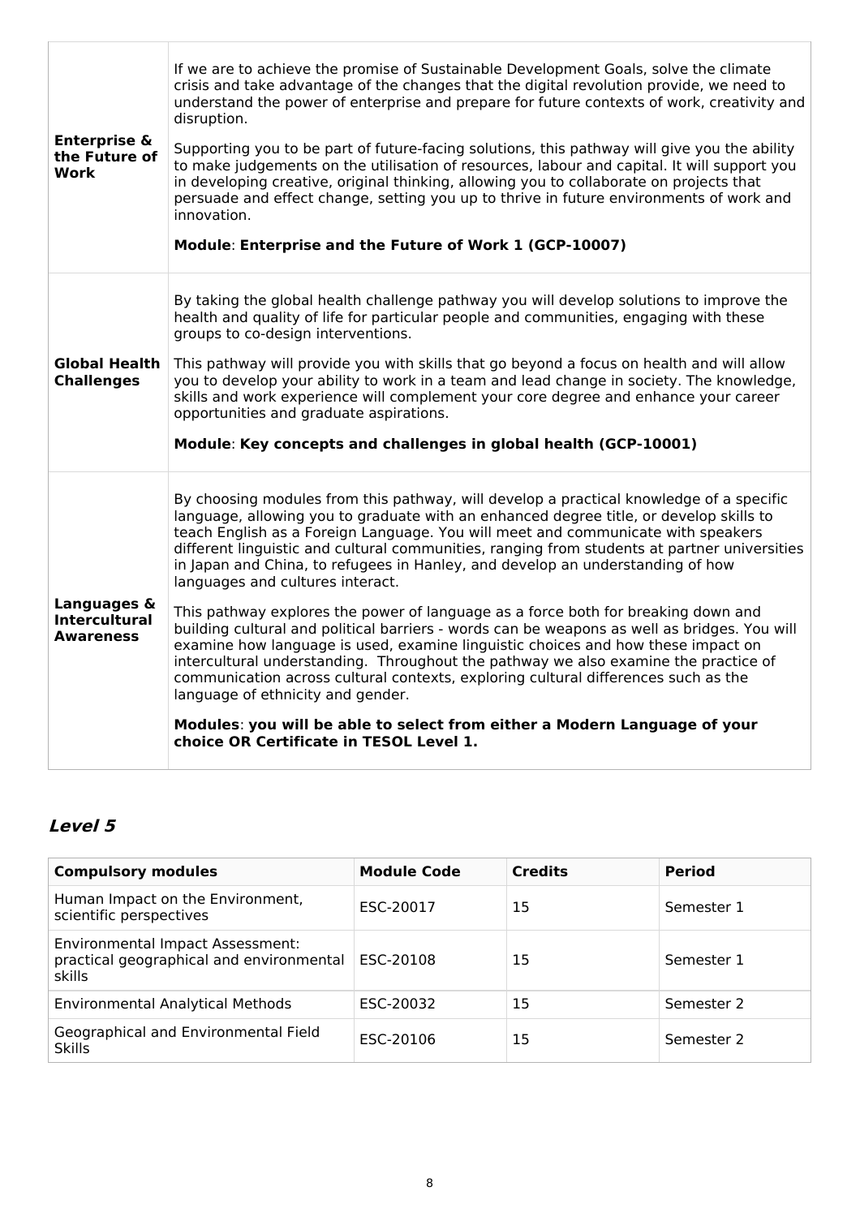| | |
|---|---|
| **Enterprise & the Future of Work** | If we are to achieve the promise of Sustainable Development Goals, solve the climate crisis and take advantage of the changes that the digital revolution provide, we need to understand the power of enterprise and prepare for future contexts of work, creativity and disruption.<br><br>Supporting you to be part of future-facing solutions, this pathway will give you the ability to make judgements on the utilisation of resources, labour and capital. It will support you in developing creative, original thinking, allowing you to collaborate on projects that persuade and effect change, setting you up to thrive in future environments of work and innovation.<br><br>**Module**: **Enterprise and the Future of Work 1 (GCP-10007)** |
| **Global Health Challenges** | By taking the global health challenge pathway you will develop solutions to improve the health and quality of life for particular people and communities, engaging with these groups to co-design interventions.<br><br>This pathway will provide you with skills that go beyond a focus on health and will allow you to develop your ability to work in a team and lead change in society. The knowledge, skills and work experience will complement your core degree and enhance your career opportunities and graduate aspirations.<br><br>**Module**: **Key concepts and challenges in global health (GCP-10001)** |
| **Languages & Intercultural Awareness** | By choosing modules from this pathway, will develop a practical knowledge of a specific language, allowing you to graduate with an enhanced degree title, or develop skills to teach English as a Foreign Language. You will meet and communicate with speakers different linguistic and cultural communities, ranging from students at partner universities in Japan and China, to refugees in Hanley, and develop an understanding of how languages and cultures interact.<br><br>This pathway explores the power of language as a force both for breaking down and building cultural and political barriers - words can be weapons as well as bridges. You will examine how language is used, examine linguistic choices and how these impact on intercultural understanding. Throughout the pathway we also examine the practice of communication across cultural contexts, exploring cultural differences such as the language of ethnicity and gender.<br><br>**Modules**: **you will be able to select from either a Modern Language of your choice OR Certificate in TESOL Level 1.** |

## *Level 5*

| Compulsory modules | Module Code | Credits | Period |
|---|---|---|---|
| Human Impact on the Environment, scientific perspectives | ESC-20017 | 15 | Semester 1 |
| Environmental Impact Assessment: practical geographical and environmental skills | ESC-20108 | 15 | Semester 1 |
| Environmental Analytical Methods | ESC-20032 | 15 | Semester 2 |
| Geographical and Environmental Field Skills | ESC-20106 | 15 | Semester 2 |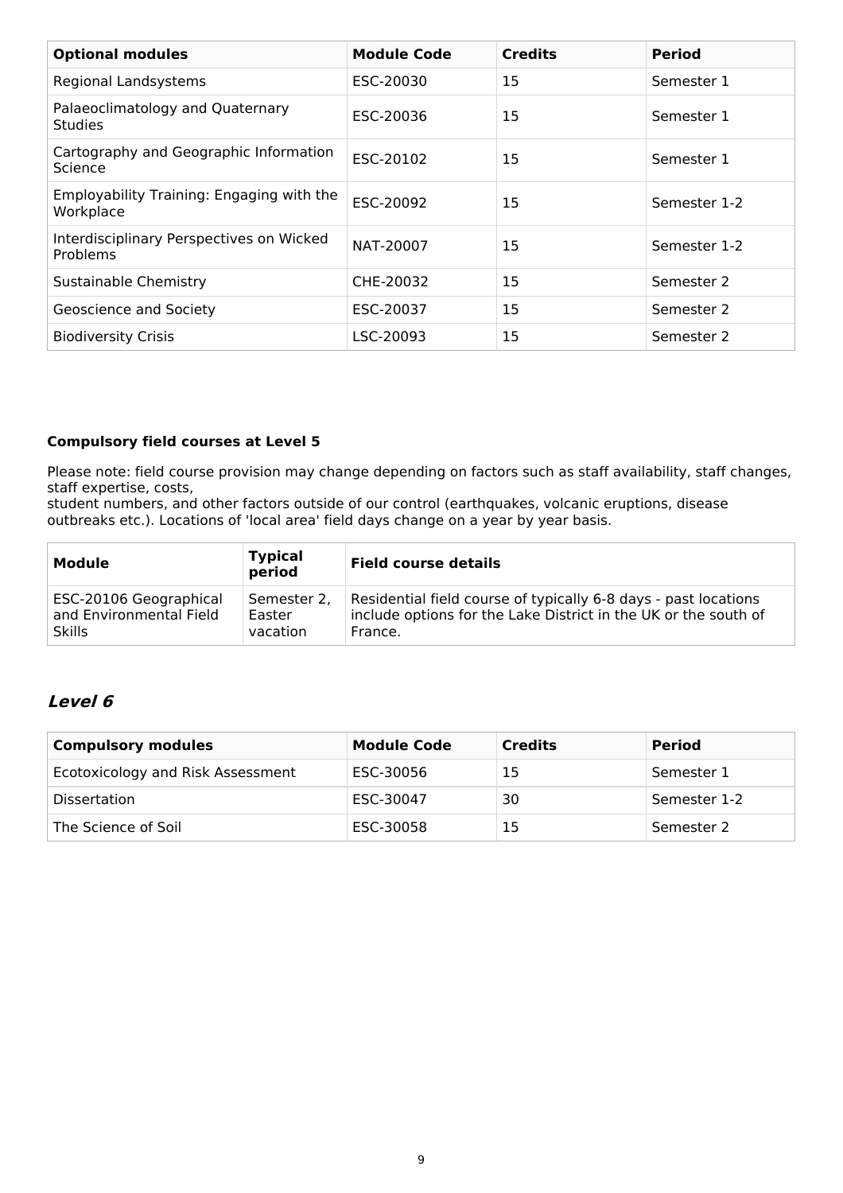| Optional modules | Module Code | Credits | Period |
|---|---|---|---|
| Regional Landsystems | ESC-20030 | 15 | Semester 1 |
| Palaeoclimatology and Quaternary Studies | ESC-20036 | 15 | Semester 1 |
| Cartography and Geographic Information Science | ESC-20102 | 15 | Semester 1 |
| Employability Training: Engaging with the Workplace | ESC-20092 | 15 | Semester 1-2 |
| Interdisciplinary Perspectives on Wicked Problems | NAT-20007 | 15 | Semester 1-2 |
| Sustainable Chemistry | CHE-20032 | 15 | Semester 2 |
| Geoscience and Society | ESC-20037 | 15 | Semester 2 |
| Biodiversity Crisis | LSC-20093 | 15 | Semester 2 |

**Compulsory field courses at Level 5**

Please note: field course provision may change depending on factors such as staff availability, staff changes, staff expertise, costs, student numbers, and other factors outside of our control (earthquakes, volcanic eruptions, disease outbreaks etc.). Locations of 'local area' field days change on a year by year basis.

| Module | Typical period | Field course details |
|---|---|---|
| ESC-20106 Geographical and Environmental Field Skills | Semester 2, Easter vacation | Residential field course of typically 6-8 days - past locations include options for the Lake District in the UK or the south of France. |

## *Level 6*

| Compulsory modules | Module Code | Credits | Period |
|---|---|---|---|
| Ecotoxicology and Risk Assessment | ESC-30056 | 15 | Semester 1 |
| Dissertation | ESC-30047 | 30 | Semester 1-2 |
| The Science of Soil | ESC-30058 | 15 | Semester 2 |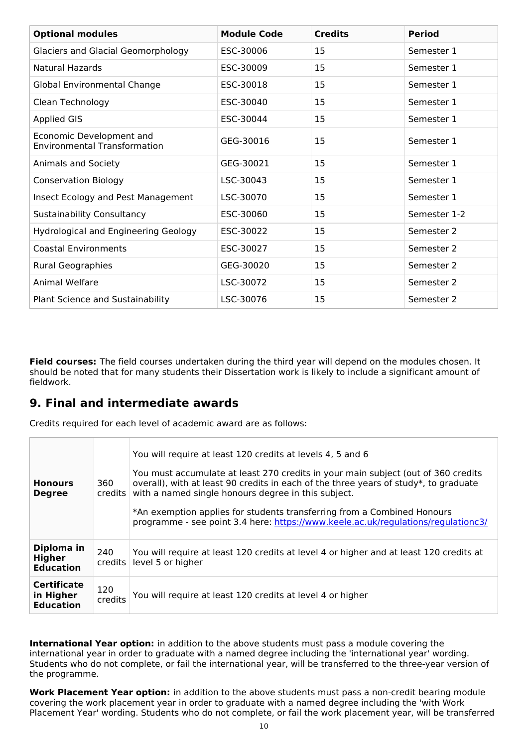| Optional modules | Module Code | Credits | Period |
|---|---|---|---|
| Glaciers and Glacial Geomorphology | ESC-30006 | 15 | Semester 1 |
| Natural Hazards | ESC-30009 | 15 | Semester 1 |
| Global Environmental Change | ESC-30018 | 15 | Semester 1 |
| Clean Technology | ESC-30040 | 15 | Semester 1 |
| Applied GIS | ESC-30044 | 15 | Semester 1 |
| Economic Development and Environmental Transformation | GEG-30016 | 15 | Semester 1 |
| Animals and Society | GEG-30021 | 15 | Semester 1 |
| Conservation Biology | LSC-30043 | 15 | Semester 1 |
| Insect Ecology and Pest Management | LSC-30070 | 15 | Semester 1 |
| Sustainability Consultancy | ESC-30060 | 15 | Semester 1-2 |
| Hydrological and Engineering Geology | ESC-30022 | 15 | Semester 2 |
| Coastal Environments | ESC-30027 | 15 | Semester 2 |
| Rural Geographies | GEG-30020 | 15 | Semester 2 |
| Animal Welfare | LSC-30072 | 15 | Semester 2 |
| Plant Science and Sustainability | LSC-30076 | 15 | Semester 2 |

**Field courses:** The field courses undertaken during the third year will depend on the modules chosen. It should be noted that for many students their Dissertation work is likely to include a significant amount of fieldwork.

## 9. Final and intermediate awards

Credits required for each level of academic award are as follows:

| | | |
|---|---|---|
| **Honours Degree** | 360 credits | You will require at least 120 credits at levels 4, 5 and 6<br><br>You must accumulate at least 270 credits in your main subject (out of 360 credits overall), with at least 90 credits in each of the three years of study*, to graduate with a named single honours degree in this subject.<br><br>*An exemption applies for students transferring from a Combined Honours programme - see point 3.4 here: https://www.keele.ac.uk/regulations/regulationc3/ |
| **Diploma in Higher Education** | 240 credits | You will require at least 120 credits at level 4 or higher and at least 120 credits at level 5 or higher |
| **Certificate in Higher Education** | 120 credits | You will require at least 120 credits at level 4 or higher |

**International Year option:** in addition to the above students must pass a module covering the international year in order to graduate with a named degree including the 'international year' wording. Students who do not complete, or fail the international year, will be transferred to the three-year version of the programme.

**Work Placement Year option:** in addition to the above students must pass a non-credit bearing module covering the work placement year in order to graduate with a named degree including the 'with Work Placement Year' wording. Students who do not complete, or fail the work placement year, will be transferred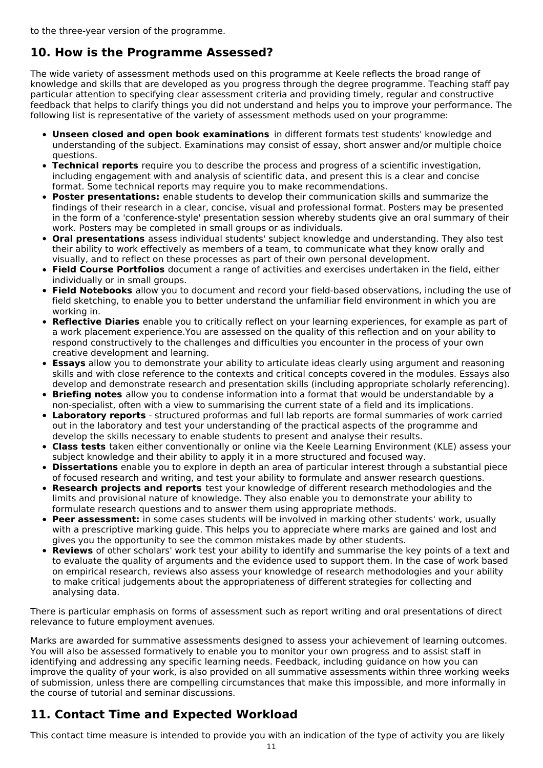to the three-year version of the programme.

## 10. How is the Programme Assessed?

The wide variety of assessment methods used on this programme at Keele reflects the broad range of knowledge and skills that are developed as you progress through the degree programme. Teaching staff pay particular attention to specifying clear assessment criteria and providing timely, regular and constructive feedback that helps to clarify things you did not understand and helps you to improve your performance. The following list is representative of the variety of assessment methods used on your programme:

- **Unseen closed and open book examinations** in different formats test students' knowledge and understanding of the subject. Examinations may consist of essay, short answer and/or multiple choice questions.
- **Technical reports** require you to describe the process and progress of a scientific investigation, including engagement with and analysis of scientific data, and present this is a clear and concise format. Some technical reports may require you to make recommendations.
- **Poster presentations:** enable students to develop their communication skills and summarize the findings of their research in a clear, concise, visual and professional format. Posters may be presented in the form of a 'conference-style' presentation session whereby students give an oral summary of their work. Posters may be completed in small groups or as individuals.
- **Oral presentations** assess individual students' subject knowledge and understanding. They also test their ability to work effectively as members of a team, to communicate what they know orally and visually, and to reflect on these processes as part of their own personal development.
- **Field Course Portfolios** document a range of activities and exercises undertaken in the field, either individually or in small groups.
- **Field Notebooks** allow you to document and record your field-based observations, including the use of field sketching, to enable you to better understand the unfamiliar field environment in which you are working in.
- **Reflective Diaries** enable you to critically reflect on your learning experiences, for example as part of a work placement experience.You are assessed on the quality of this reflection and on your ability to respond constructively to the challenges and difficulties you encounter in the process of your own creative development and learning.
- **Essays** allow you to demonstrate your ability to articulate ideas clearly using argument and reasoning skills and with close reference to the contexts and critical concepts covered in the modules. Essays also develop and demonstrate research and presentation skills (including appropriate scholarly referencing).
- **Briefing notes** allow you to condense information into a format that would be understandable by a non-specialist, often with a view to summarising the current state of a field and its implications.
- **Laboratory reports** - structured proformas and full lab reports are formal summaries of work carried out in the laboratory and test your understanding of the practical aspects of the programme and develop the skills necessary to enable students to present and analyse their results.
- **Class tests** taken either conventionally or online via the Keele Learning Environment (KLE) assess your subject knowledge and their ability to apply it in a more structured and focused way.
- **Dissertations** enable you to explore in depth an area of particular interest through a substantial piece of focused research and writing, and test your ability to formulate and answer research questions.
- **Research projects and reports** test your knowledge of different research methodologies and the limits and provisional nature of knowledge. They also enable you to demonstrate your ability to formulate research questions and to answer them using appropriate methods.
- **Peer assessment:** in some cases students will be involved in marking other students' work, usually with a prescriptive marking guide. This helps you to appreciate where marks are gained and lost and gives you the opportunity to see the common mistakes made by other students.
- **Reviews** of other scholars' work test your ability to identify and summarise the key points of a text and to evaluate the quality of arguments and the evidence used to support them. In the case of work based on empirical research, reviews also assess your knowledge of research methodologies and your ability to make critical judgements about the appropriateness of different strategies for collecting and analysing data.

There is particular emphasis on forms of assessment such as report writing and oral presentations of direct relevance to future employment avenues.

Marks are awarded for summative assessments designed to assess your achievement of learning outcomes. You will also be assessed formatively to enable you to monitor your own progress and to assist staff in identifying and addressing any specific learning needs. Feedback, including guidance on how you can improve the quality of your work, is also provided on all summative assessments within three working weeks of submission, unless there are compelling circumstances that make this impossible, and more informally in the course of tutorial and seminar discussions.

## 11. Contact Time and Expected Workload

This contact time measure is intended to provide you with an indication of the type of activity you are likely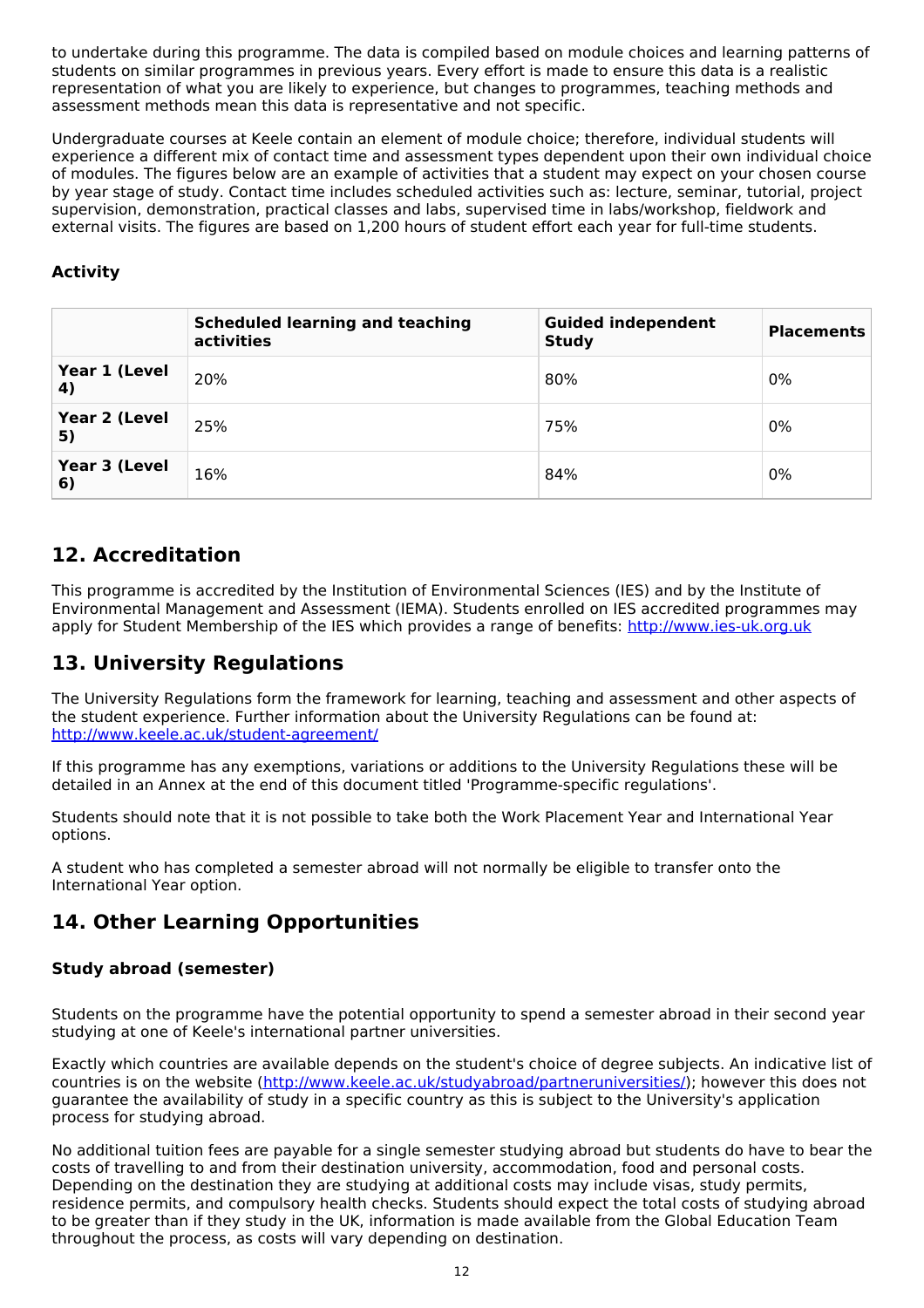to undertake during this programme. The data is compiled based on module choices and learning patterns of students on similar programmes in previous years. Every effort is made to ensure this data is a realistic representation of what you are likely to experience, but changes to programmes, teaching methods and assessment methods mean this data is representative and not specific.

Undergraduate courses at Keele contain an element of module choice; therefore, individual students will experience a different mix of contact time and assessment types dependent upon their own individual choice of modules. The figures below are an example of activities that a student may expect on your chosen course by year stage of study. Contact time includes scheduled activities such as: lecture, seminar, tutorial, project supervision, demonstration, practical classes and labs, supervised time in labs/workshop, fieldwork and external visits. The figures are based on 1,200 hours of student effort each year for full-time students.

**Activity**

| | **Scheduled learning and teaching activities** | **Guided independent Study** | **Placements** |
|---|---|---|---|
| **Year 1 (Level 4)** | 20% | 80% | 0% |
| **Year 2 (Level 5)** | 25% | 75% | 0% |
| **Year 3 (Level 6)** | 16% | 84% | 0% |

## 12. Accreditation

This programme is accredited by the Institution of Environmental Sciences (IES) and by the Institute of Environmental Management and Assessment (IEMA). Students enrolled on IES accredited programmes may apply for Student Membership of the IES which provides a range of benefits: http://www.ies-uk.org.uk

## 13. University Regulations

The University Regulations form the framework for learning, teaching and assessment and other aspects of the student experience. Further information about the University Regulations can be found at: http://www.keele.ac.uk/student-agreement/

If this programme has any exemptions, variations or additions to the University Regulations these will be detailed in an Annex at the end of this document titled 'Programme-specific regulations'.

Students should note that it is not possible to take both the Work Placement Year and International Year options.

A student who has completed a semester abroad will not normally be eligible to transfer onto the International Year option.

## 14. Other Learning Opportunities

### Study abroad (semester)

Students on the programme have the potential opportunity to spend a semester abroad in their second year studying at one of Keele's international partner universities.

Exactly which countries are available depends on the student's choice of degree subjects. An indicative list of countries is on the website (http://www.keele.ac.uk/studyabroad/partneruniversities/); however this does not guarantee the availability of study in a specific country as this is subject to the University's application process for studying abroad.

No additional tuition fees are payable for a single semester studying abroad but students do have to bear the costs of travelling to and from their destination university, accommodation, food and personal costs. Depending on the destination they are studying at additional costs may include visas, study permits, residence permits, and compulsory health checks. Students should expect the total costs of studying abroad to be greater than if they study in the UK, information is made available from the Global Education Team throughout the process, as costs will vary depending on destination.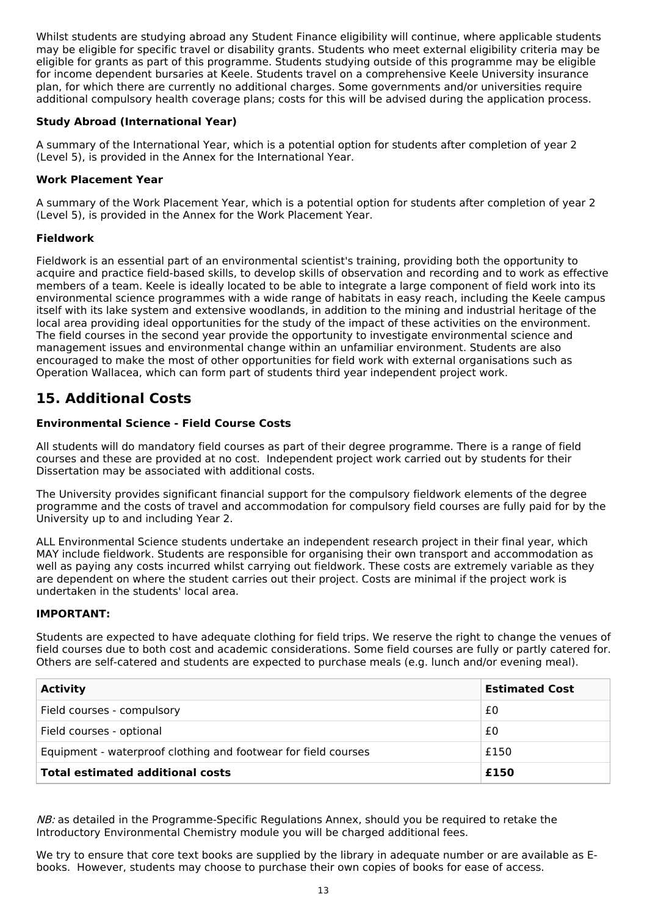Whilst students are studying abroad any Student Finance eligibility will continue, where applicable students may be eligible for specific travel or disability grants. Students who meet external eligibility criteria may be eligible for grants as part of this programme. Students studying outside of this programme may be eligible for income dependent bursaries at Keele. Students travel on a comprehensive Keele University insurance plan, for which there are currently no additional charges. Some governments and/or universities require additional compulsory health coverage plans; costs for this will be advised during the application process.

**Study Abroad (International Year)**

A summary of the International Year, which is a potential option for students after completion of year 2 (Level 5), is provided in the Annex for the International Year.

**Work Placement Year**

A summary of the Work Placement Year, which is a potential option for students after completion of year 2 (Level 5), is provided in the Annex for the Work Placement Year.

**Fieldwork**

Fieldwork is an essential part of an environmental scientist's training, providing both the opportunity to acquire and practice field-based skills, to develop skills of observation and recording and to work as effective members of a team. Keele is ideally located to be able to integrate a large component of field work into its environmental science programmes with a wide range of habitats in easy reach, including the Keele campus itself with its lake system and extensive woodlands, in addition to the mining and industrial heritage of the local area providing ideal opportunities for the study of the impact of these activities on the environment. The field courses in the second year provide the opportunity to investigate environmental science and management issues and environmental change within an unfamiliar environment. Students are also encouraged to make the most of other opportunities for field work with external organisations such as Operation Wallacea, which can form part of students third year independent project work.

## 15. Additional Costs

**Environmental Science - Field Course Costs**

All students will do mandatory field courses as part of their degree programme. There is a range of field courses and these are provided at no cost. Independent project work carried out by students for their Dissertation may be associated with additional costs.

The University provides significant financial support for the compulsory fieldwork elements of the degree programme and the costs of travel and accommodation for compulsory field courses are fully paid for by the University up to and including Year 2.

ALL Environmental Science students undertake an independent research project in their final year, which MAY include fieldwork. Students are responsible for organising their own transport and accommodation as well as paying any costs incurred whilst carrying out fieldwork. These costs are extremely variable as they are dependent on where the student carries out their project. Costs are minimal if the project work is undertaken in the students' local area.

**IMPORTANT:**

Students are expected to have adequate clothing for field trips. We reserve the right to change the venues of field courses due to both cost and academic considerations. Some field courses are fully or partly catered for. Others are self-catered and students are expected to purchase meals (e.g. lunch and/or evening meal).

| Activity | Estimated Cost |
|---|---|
| Field courses - compulsory | £0 |
| Field courses - optional | £0 |
| Equipment - waterproof clothing and footwear for field courses | £150 |
| **Total estimated additional costs** | **£150** |

*NB:* as detailed in the Programme-Specific Regulations Annex, should you be required to retake the Introductory Environmental Chemistry module you will be charged additional fees.

We try to ensure that core text books are supplied by the library in adequate number or are available as E-books. However, students may choose to purchase their own copies of books for ease of access.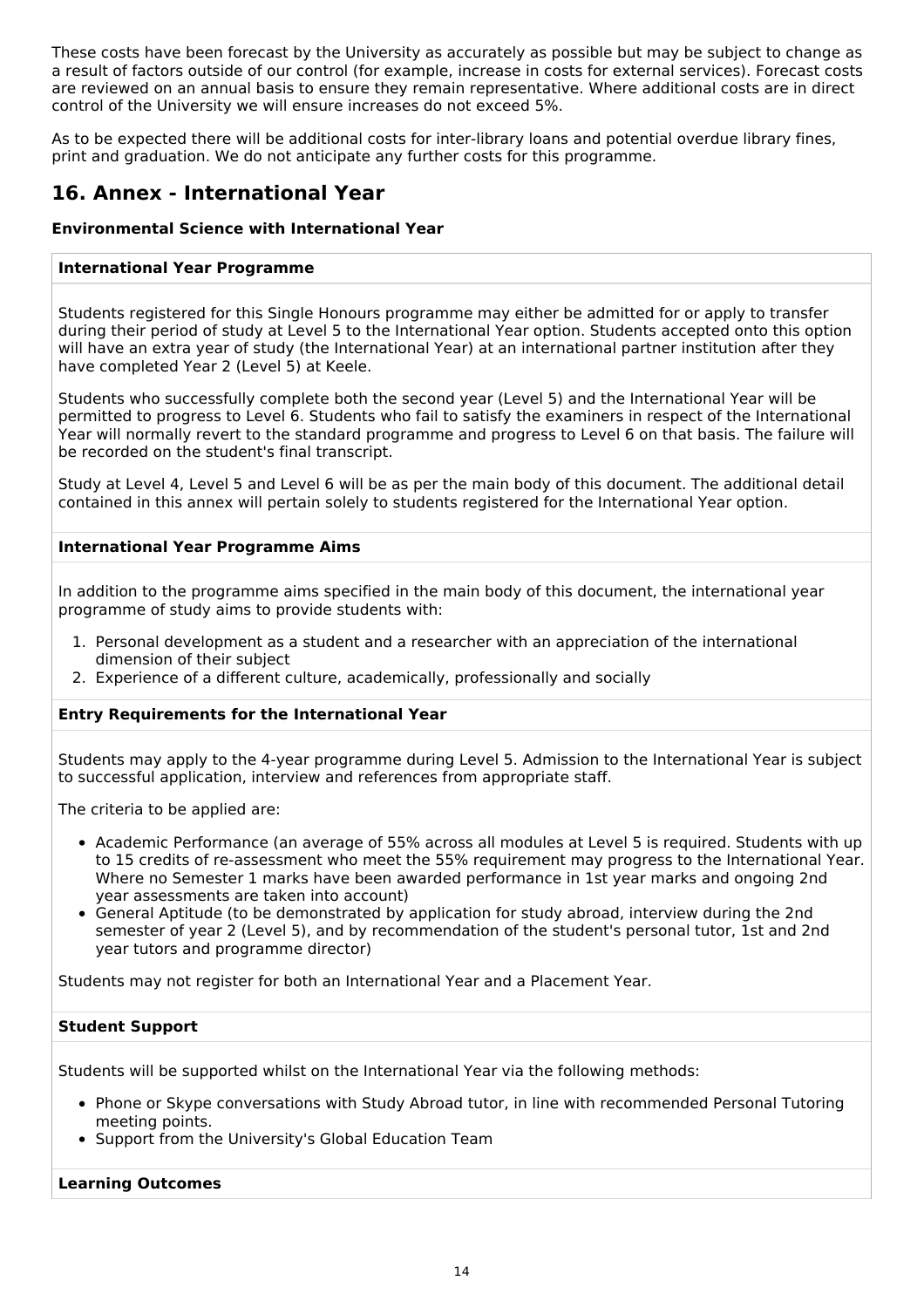These costs have been forecast by the University as accurately as possible but may be subject to change as a result of factors outside of our control (for example, increase in costs for external services). Forecast costs are reviewed on an annual basis to ensure they remain representative. Where additional costs are in direct control of the University we will ensure increases do not exceed 5%.

As to be expected there will be additional costs for inter-library loans and potential overdue library fines, print and graduation. We do not anticipate any further costs for this programme.

## 16. Annex - International Year

### Environmental Science with International Year

**International Year Programme**

Students registered for this Single Honours programme may either be admitted for or apply to transfer during their period of study at Level 5 to the International Year option. Students accepted onto this option will have an extra year of study (the International Year) at an international partner institution after they have completed Year 2 (Level 5) at Keele.

Students who successfully complete both the second year (Level 5) and the International Year will be permitted to progress to Level 6. Students who fail to satisfy the examiners in respect of the International Year will normally revert to the standard programme and progress to Level 6 on that basis. The failure will be recorded on the student's final transcript.

Study at Level 4, Level 5 and Level 6 will be as per the main body of this document. The additional detail contained in this annex will pertain solely to students registered for the International Year option.

**International Year Programme Aims**

In addition to the programme aims specified in the main body of this document, the international year programme of study aims to provide students with:

1. Personal development as a student and a researcher with an appreciation of the international dimension of their subject
2. Experience of a different culture, academically, professionally and socially

**Entry Requirements for the International Year**

Students may apply to the 4-year programme during Level 5. Admission to the International Year is subject to successful application, interview and references from appropriate staff.

The criteria to be applied are:

- Academic Performance (an average of 55% across all modules at Level 5 is required. Students with up to 15 credits of re-assessment who meet the 55% requirement may progress to the International Year. Where no Semester 1 marks have been awarded performance in 1st year marks and ongoing 2nd year assessments are taken into account)
- General Aptitude (to be demonstrated by application for study abroad, interview during the 2nd semester of year 2 (Level 5), and by recommendation of the student's personal tutor, 1st and 2nd year tutors and programme director)

Students may not register for both an International Year and a Placement Year.

**Student Support**

Students will be supported whilst on the International Year via the following methods:

- Phone or Skype conversations with Study Abroad tutor, in line with recommended Personal Tutoring meeting points.
- Support from the University's Global Education Team

**Learning Outcomes**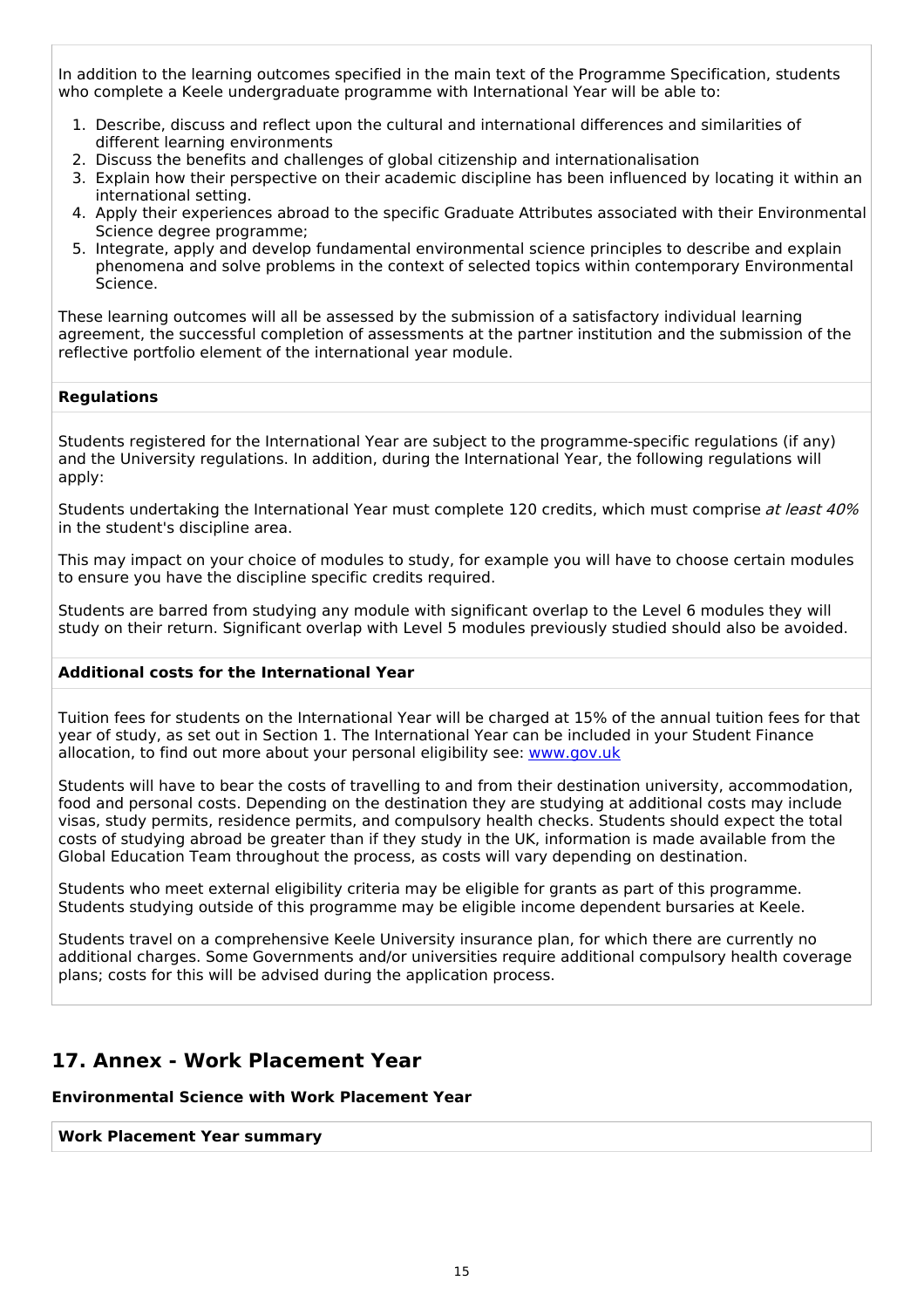In addition to the learning outcomes specified in the main text of the Programme Specification, students who complete a Keele undergraduate programme with International Year will be able to:

1. Describe, discuss and reflect upon the cultural and international differences and similarities of different learning environments
2. Discuss the benefits and challenges of global citizenship and internationalisation
3. Explain how their perspective on their academic discipline has been influenced by locating it within an international setting.
4. Apply their experiences abroad to the specific Graduate Attributes associated with their Environmental Science degree programme;
5. Integrate, apply and develop fundamental environmental science principles to describe and explain phenomena and solve problems in the context of selected topics within contemporary Environmental Science.

These learning outcomes will all be assessed by the submission of a satisfactory individual learning agreement, the successful completion of assessments at the partner institution and the submission of the reflective portfolio element of the international year module.

**Regulations**

Students registered for the International Year are subject to the programme-specific regulations (if any) and the University regulations. In addition, during the International Year, the following regulations will apply:

Students undertaking the International Year must complete 120 credits, which must comprise *at least 40%* in the student's discipline area.

This may impact on your choice of modules to study, for example you will have to choose certain modules to ensure you have the discipline specific credits required.

Students are barred from studying any module with significant overlap to the Level 6 modules they will study on their return. Significant overlap with Level 5 modules previously studied should also be avoided.

**Additional costs for the International Year**

Tuition fees for students on the International Year will be charged at 15% of the annual tuition fees for that year of study, as set out in Section 1. The International Year can be included in your Student Finance allocation, to find out more about your personal eligibility see: [www.gov.uk](www.gov.uk)

Students will have to bear the costs of travelling to and from their destination university, accommodation, food and personal costs. Depending on the destination they are studying at additional costs may include visas, study permits, residence permits, and compulsory health checks. Students should expect the total costs of studying abroad be greater than if they study in the UK, information is made available from the Global Education Team throughout the process, as costs will vary depending on destination.

Students who meet external eligibility criteria may be eligible for grants as part of this programme. Students studying outside of this programme may be eligible income dependent bursaries at Keele.

Students travel on a comprehensive Keele University insurance plan, for which there are currently no additional charges. Some Governments and/or universities require additional compulsory health coverage plans; costs for this will be advised during the application process.

## 17. Annex - Work Placement Year

**Environmental Science with Work Placement Year**

**Work Placement Year summary**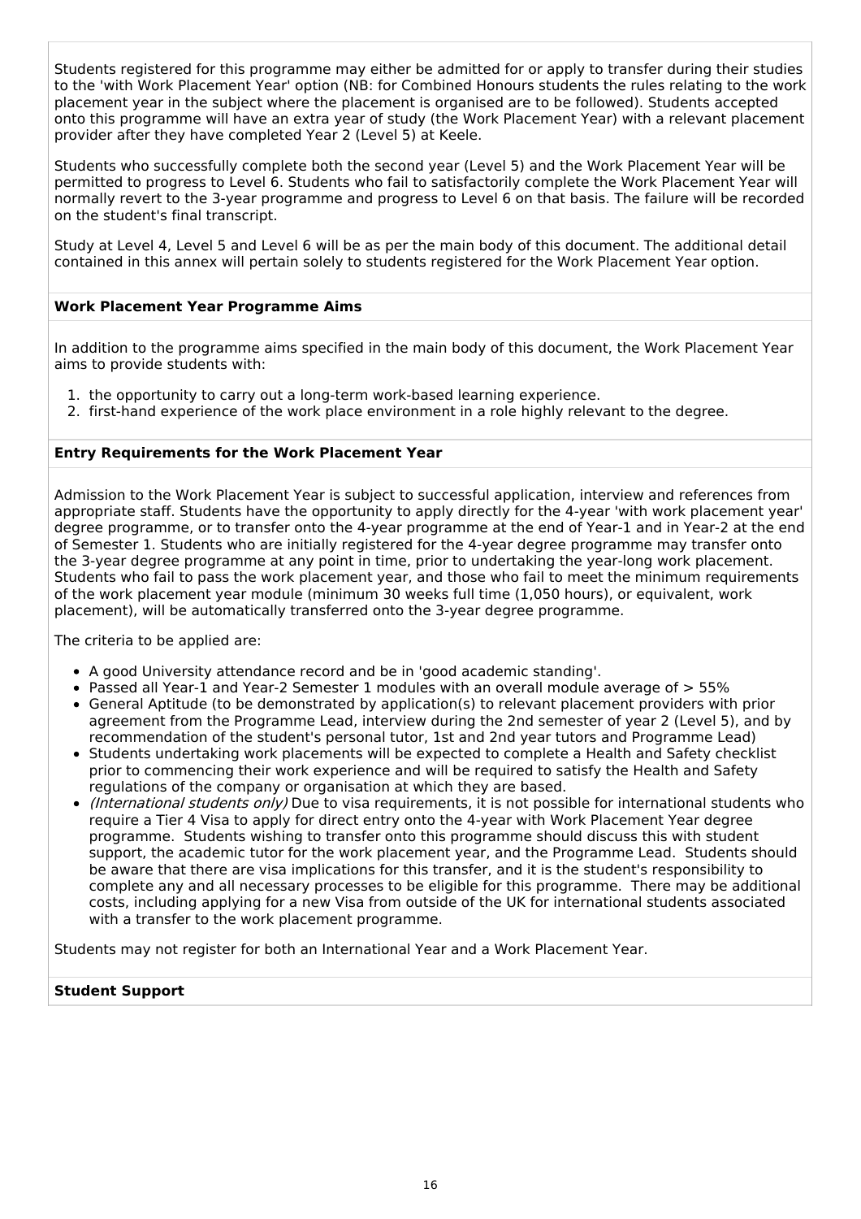Students registered for this programme may either be admitted for or apply to transfer during their studies to the 'with Work Placement Year' option (NB: for Combined Honours students the rules relating to the work placement year in the subject where the placement is organised are to be followed). Students accepted onto this programme will have an extra year of study (the Work Placement Year) with a relevant placement provider after they have completed Year 2 (Level 5) at Keele.

Students who successfully complete both the second year (Level 5) and the Work Placement Year will be permitted to progress to Level 6. Students who fail to satisfactorily complete the Work Placement Year will normally revert to the 3-year programme and progress to Level 6 on that basis. The failure will be recorded on the student's final transcript.

Study at Level 4, Level 5 and Level 6 will be as per the main body of this document. The additional detail contained in this annex will pertain solely to students registered for the Work Placement Year option.

**Work Placement Year Programme Aims**

In addition to the programme aims specified in the main body of this document, the Work Placement Year aims to provide students with:

1. the opportunity to carry out a long-term work-based learning experience.
2. first-hand experience of the work place environment in a role highly relevant to the degree.

**Entry Requirements for the Work Placement Year**

Admission to the Work Placement Year is subject to successful application, interview and references from appropriate staff. Students have the opportunity to apply directly for the 4-year 'with work placement year' degree programme, or to transfer onto the 4-year programme at the end of Year-1 and in Year-2 at the end of Semester 1. Students who are initially registered for the 4-year degree programme may transfer onto the 3-year degree programme at any point in time, prior to undertaking the year-long work placement. Students who fail to pass the work placement year, and those who fail to meet the minimum requirements of the work placement year module (minimum 30 weeks full time (1,050 hours), or equivalent, work placement), will be automatically transferred onto the 3-year degree programme.

The criteria to be applied are:

- A good University attendance record and be in 'good academic standing'.
- Passed all Year-1 and Year-2 Semester 1 modules with an overall module average of > 55%
- General Aptitude (to be demonstrated by application(s) to relevant placement providers with prior agreement from the Programme Lead, interview during the 2nd semester of year 2 (Level 5), and by recommendation of the student's personal tutor, 1st and 2nd year tutors and Programme Lead)
- Students undertaking work placements will be expected to complete a Health and Safety checklist prior to commencing their work experience and will be required to satisfy the Health and Safety regulations of the company or organisation at which they are based.
- *(International students only)* Due to visa requirements, it is not possible for international students who require a Tier 4 Visa to apply for direct entry onto the 4-year with Work Placement Year degree programme. Students wishing to transfer onto this programme should discuss this with student support, the academic tutor for the work placement year, and the Programme Lead. Students should be aware that there are visa implications for this transfer, and it is the student's responsibility to complete any and all necessary processes to be eligible for this programme. There may be additional costs, including applying for a new Visa from outside of the UK for international students associated with a transfer to the work placement programme.

Students may not register for both an International Year and a Work Placement Year.

**Student Support**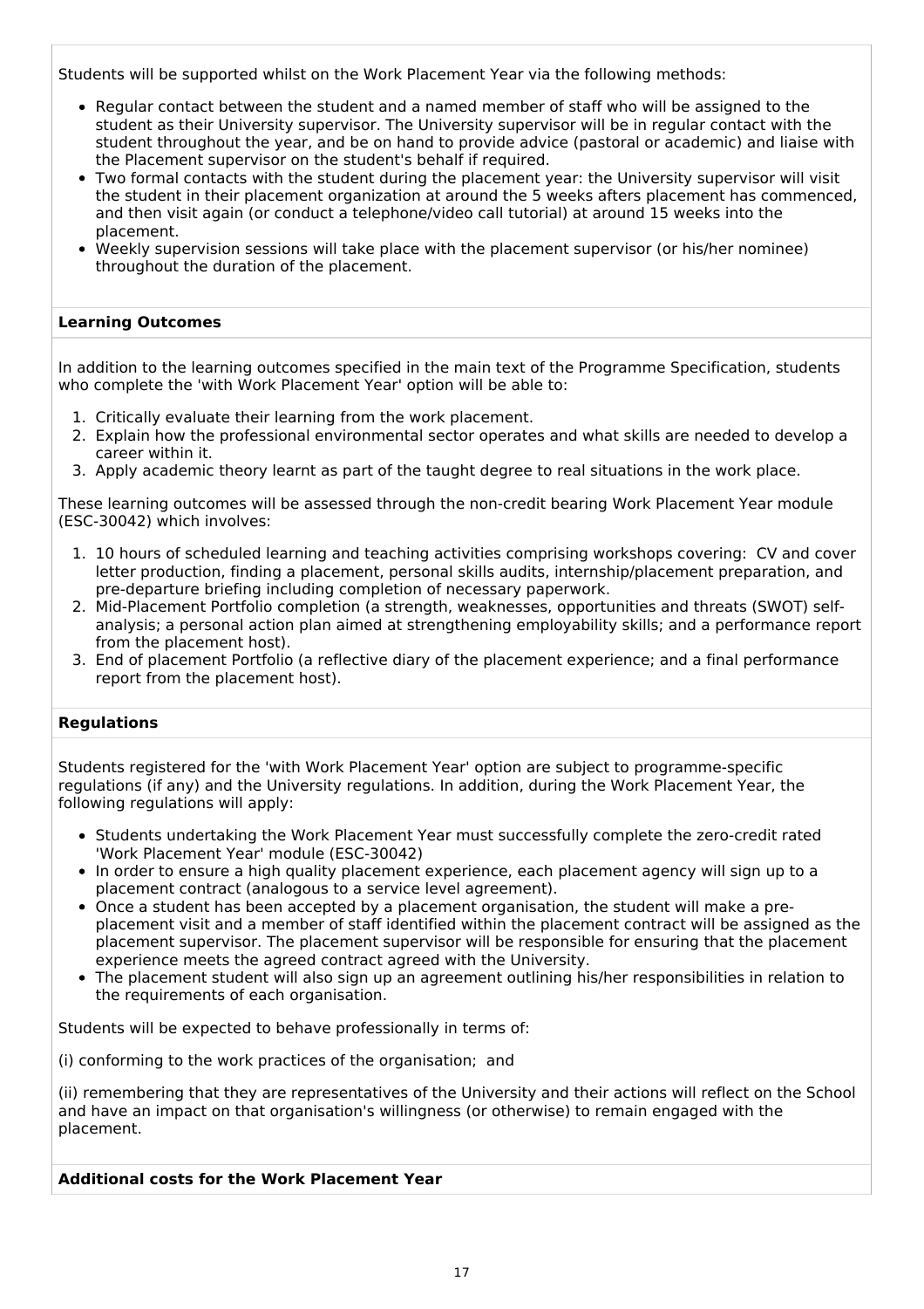Students will be supported whilst on the Work Placement Year via the following methods:

- Regular contact between the student and a named member of staff who will be assigned to the student as their University supervisor. The University supervisor will be in regular contact with the student throughout the year, and be on hand to provide advice (pastoral or academic) and liaise with the Placement supervisor on the student's behalf if required.
- Two formal contacts with the student during the placement year: the University supervisor will visit the student in their placement organization at around the 5 weeks afters placement has commenced, and then visit again (or conduct a telephone/video call tutorial) at around 15 weeks into the placement.
- Weekly supervision sessions will take place with the placement supervisor (or his/her nominee) throughout the duration of the placement.

**Learning Outcomes**

In addition to the learning outcomes specified in the main text of the Programme Specification, students who complete the 'with Work Placement Year' option will be able to:

1. Critically evaluate their learning from the work placement.
2. Explain how the professional environmental sector operates and what skills are needed to develop a career within it.
3. Apply academic theory learnt as part of the taught degree to real situations in the work place.

These learning outcomes will be assessed through the non-credit bearing Work Placement Year module (ESC-30042) which involves:

1. 10 hours of scheduled learning and teaching activities comprising workshops covering: CV and cover letter production, finding a placement, personal skills audits, internship/placement preparation, and pre-departure briefing including completion of necessary paperwork.
2. Mid-Placement Portfolio completion (a strength, weaknesses, opportunities and threats (SWOT) self-analysis; a personal action plan aimed at strengthening employability skills; and a performance report from the placement host).
3. End of placement Portfolio (a reflective diary of the placement experience; and a final performance report from the placement host).

**Regulations**

Students registered for the 'with Work Placement Year' option are subject to programme-specific regulations (if any) and the University regulations. In addition, during the Work Placement Year, the following regulations will apply:

- Students undertaking the Work Placement Year must successfully complete the zero-credit rated 'Work Placement Year' module (ESC-30042)
- In order to ensure a high quality placement experience, each placement agency will sign up to a placement contract (analogous to a service level agreement).
- Once a student has been accepted by a placement organisation, the student will make a pre-placement visit and a member of staff identified within the placement contract will be assigned as the placement supervisor. The placement supervisor will be responsible for ensuring that the placement experience meets the agreed contract agreed with the University.
- The placement student will also sign up an agreement outlining his/her responsibilities in relation to the requirements of each organisation.

Students will be expected to behave professionally in terms of:

(i) conforming to the work practices of the organisation; and

(ii) remembering that they are representatives of the University and their actions will reflect on the School and have an impact on that organisation's willingness (or otherwise) to remain engaged with the placement.

**Additional costs for the Work Placement Year**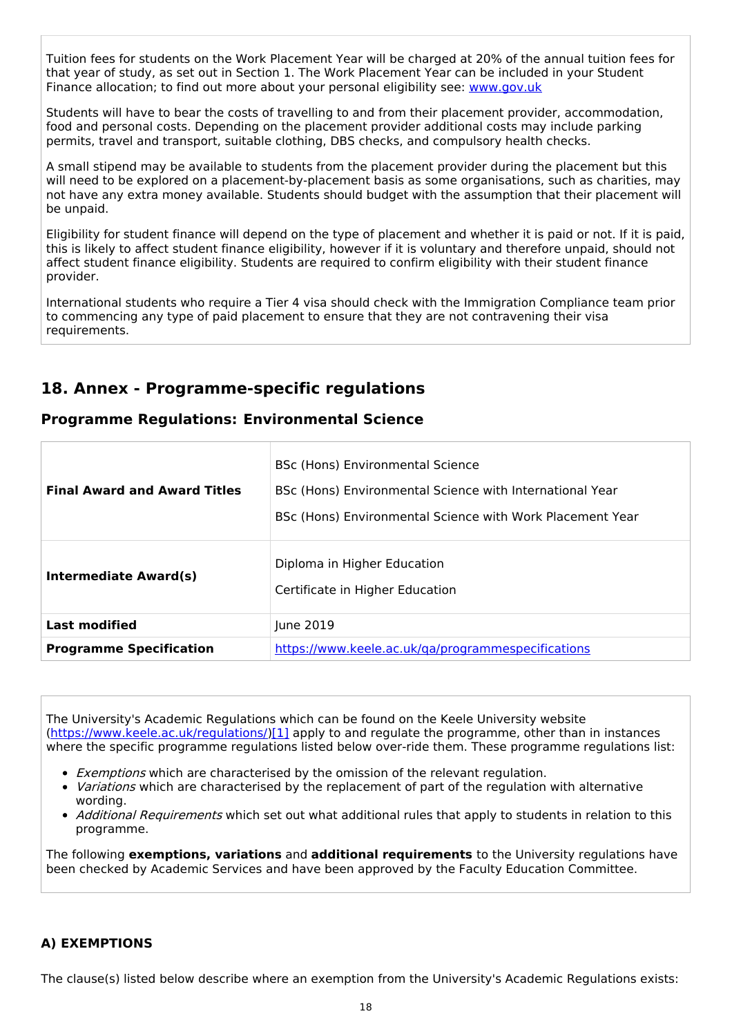Tuition fees for students on the Work Placement Year will be charged at 20% of the annual tuition fees for that year of study, as set out in Section 1. The Work Placement Year can be included in your Student Finance allocation; to find out more about your personal eligibility see: [www.gov.uk](http://www.gov.uk)

Students will have to bear the costs of travelling to and from their placement provider, accommodation, food and personal costs. Depending on the placement provider additional costs may include parking permits, travel and transport, suitable clothing, DBS checks, and compulsory health checks.

A small stipend may be available to students from the placement provider during the placement but this will need to be explored on a placement-by-placement basis as some organisations, such as charities, may not have any extra money available. Students should budget with the assumption that their placement will be unpaid.

Eligibility for student finance will depend on the type of placement and whether it is paid or not. If it is paid, this is likely to affect student finance eligibility, however if it is voluntary and therefore unpaid, should not affect student finance eligibility. Students are required to confirm eligibility with their student finance provider.

International students who require a Tier 4 visa should check with the Immigration Compliance team prior to commencing any type of paid placement to ensure that they are not contravening their visa requirements.

## 18. Annex - Programme-specific regulations

### Programme Regulations: Environmental Science

| | |
|---|---|
| **Final Award and Award Titles** | BSc (Hons) Environmental Science<br>BSc (Hons) Environmental Science with International Year<br>BSc (Hons) Environmental Science with Work Placement Year |
| **Intermediate Award(s)** | Diploma in Higher Education<br>Certificate in Higher Education |
| **Last modified** | June 2019 |
| **Programme Specification** | [https://www.keele.ac.uk/qa/programmespecifications](https://www.keele.ac.uk/qa/programmespecifications) |

The University's Academic Regulations which can be found on the Keele University website ([https://www.keele.ac.uk/regulations/](https://www.keele.ac.uk/regulations/))[1] apply to and regulate the programme, other than in instances where the specific programme regulations listed below over-ride them. These programme regulations list:

- *Exemptions* which are characterised by the omission of the relevant regulation.
- *Variations* which are characterised by the replacement of part of the regulation with alternative wording.
- *Additional Requirements* which set out what additional rules that apply to students in relation to this programme.

The following **exemptions, variations** and **additional requirements** to the University regulations have been checked by Academic Services and have been approved by the Faculty Education Committee.

### A) EXEMPTIONS

The clause(s) listed below describe where an exemption from the University's Academic Regulations exists: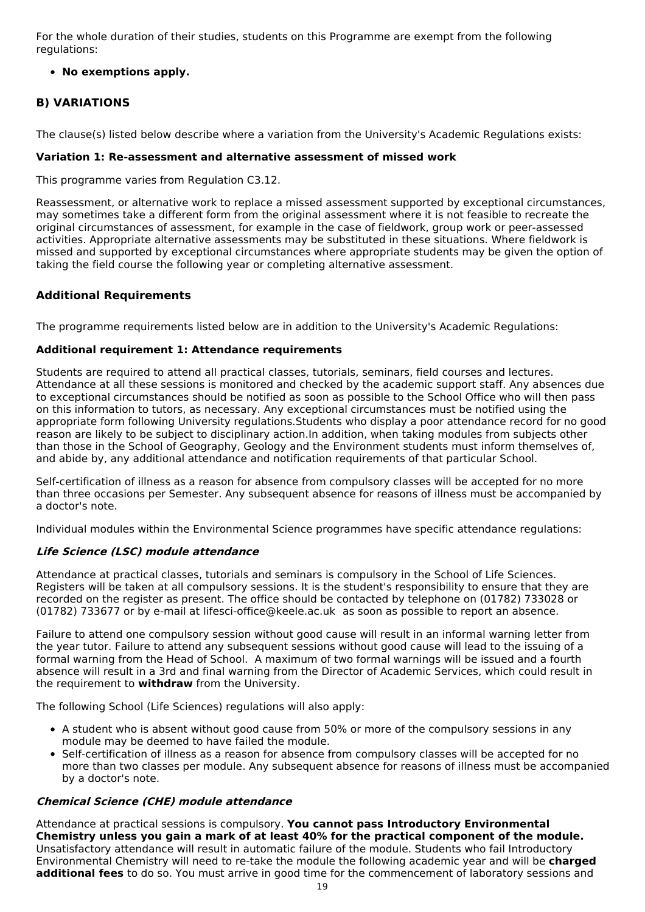For the whole duration of their studies, students on this Programme are exempt from the following regulations:

- **No exemptions apply.**

### B) VARIATIONS

The clause(s) listed below describe where a variation from the University's Academic Regulations exists:

**Variation 1: Re-assessment and alternative assessment of missed work**

This programme varies from Regulation C3.12.

Reassessment, or alternative work to replace a missed assessment supported by exceptional circumstances, may sometimes take a different form from the original assessment where it is not feasible to recreate the original circumstances of assessment, for example in the case of fieldwork, group work or peer-assessed activities. Appropriate alternative assessments may be substituted in these situations. Where fieldwork is missed and supported by exceptional circumstances where appropriate students may be given the option of taking the field course the following year or completing alternative assessment.

### Additional Requirements

The programme requirements listed below are in addition to the University's Academic Regulations:

**Additional requirement 1: Attendance requirements**

Students are required to attend all practical classes, tutorials, seminars, field courses and lectures. Attendance at all these sessions is monitored and checked by the academic support staff. Any absences due to exceptional circumstances should be notified as soon as possible to the School Office who will then pass on this information to tutors, as necessary. Any exceptional circumstances must be notified using the appropriate form following University regulations.Students who display a poor attendance record for no good reason are likely to be subject to disciplinary action.In addition, when taking modules from subjects other than those in the School of Geography, Geology and the Environment students must inform themselves of, and abide by, any additional attendance and notification requirements of that particular School.

Self-certification of illness as a reason for absence from compulsory classes will be accepted for no more than three occasions per Semester. Any subsequent absence for reasons of illness must be accompanied by a doctor's note.

Individual modules within the Environmental Science programmes have specific attendance regulations:

***Life Science (LSC) module attendance***

Attendance at practical classes, tutorials and seminars is compulsory in the School of Life Sciences. Registers will be taken at all compulsory sessions. It is the student's responsibility to ensure that they are recorded on the register as present. The office should be contacted by telephone on (01782) 733028 or (01782) 733677 or by e-mail at lifesci-office@keele.ac.uk as soon as possible to report an absence.

Failure to attend one compulsory session without good cause will result in an informal warning letter from the year tutor. Failure to attend any subsequent sessions without good cause will lead to the issuing of a formal warning from the Head of School. A maximum of two formal warnings will be issued and a fourth absence will result in a 3rd and final warning from the Director of Academic Services, which could result in the requirement to **withdraw** from the University.

The following School (Life Sciences) regulations will also apply:

- A student who is absent without good cause from 50% or more of the compulsory sessions in any module may be deemed to have failed the module.
- Self-certification of illness as a reason for absence from compulsory classes will be accepted for no more than two classes per module. Any subsequent absence for reasons of illness must be accompanied by a doctor's note.

***Chemical Science (CHE) module attendance***

Attendance at practical sessions is compulsory. **You cannot pass Introductory Environmental Chemistry unless you gain a mark of at least 40% for the practical component of the module.** Unsatisfactory attendance will result in automatic failure of the module. Students who fail Introductory Environmental Chemistry will need to re-take the module the following academic year and will be **charged additional fees** to do so. You must arrive in good time for the commencement of laboratory sessions and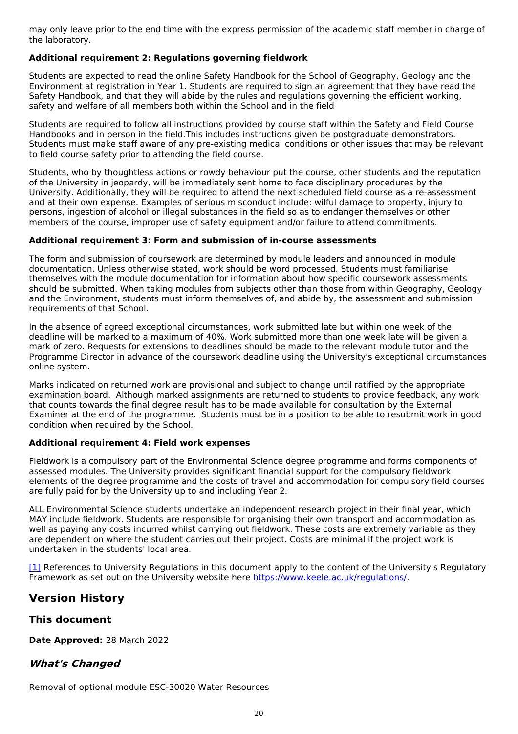may only leave prior to the end time with the express permission of the academic staff member in charge of the laboratory.

**Additional requirement 2: Regulations governing fieldwork**

Students are expected to read the online Safety Handbook for the School of Geography, Geology and the Environment at registration in Year 1. Students are required to sign an agreement that they have read the Safety Handbook, and that they will abide by the rules and regulations governing the efficient working, safety and welfare of all members both within the School and in the field

Students are required to follow all instructions provided by course staff within the Safety and Field Course Handbooks and in person in the field.This includes instructions given be postgraduate demonstrators. Students must make staff aware of any pre-existing medical conditions or other issues that may be relevant to field course safety prior to attending the field course.

Students, who by thoughtless actions or rowdy behaviour put the course, other students and the reputation of the University in jeopardy, will be immediately sent home to face disciplinary procedures by the University. Additionally, they will be required to attend the next scheduled field course as a re-assessment and at their own expense. Examples of serious misconduct include: wilful damage to property, injury to persons, ingestion of alcohol or illegal substances in the field so as to endanger themselves or other members of the course, improper use of safety equipment and/or failure to attend commitments.

**Additional requirement 3: Form and submission of in-course assessments**

The form and submission of coursework are determined by module leaders and announced in module documentation. Unless otherwise stated, work should be word processed. Students must familiarise themselves with the module documentation for information about how specific coursework assessments should be submitted. When taking modules from subjects other than those from within Geography, Geology and the Environment, students must inform themselves of, and abide by, the assessment and submission requirements of that School.

In the absence of agreed exceptional circumstances, work submitted late but within one week of the deadline will be marked to a maximum of 40%. Work submitted more than one week late will be given a mark of zero. Requests for extensions to deadlines should be made to the relevant module tutor and the Programme Director in advance of the coursework deadline using the University's exceptional circumstances online system.

Marks indicated on returned work are provisional and subject to change until ratified by the appropriate examination board. Although marked assignments are returned to students to provide feedback, any work that counts towards the final degree result has to be made available for consultation by the External Examiner at the end of the programme. Students must be in a position to be able to resubmit work in good condition when required by the School.

**Additional requirement 4: Field work expenses**

Fieldwork is a compulsory part of the Environmental Science degree programme and forms components of assessed modules. The University provides significant financial support for the compulsory fieldwork elements of the degree programme and the costs of travel and accommodation for compulsory field courses are fully paid for by the University up to and including Year 2.

ALL Environmental Science students undertake an independent research project in their final year, which MAY include fieldwork. Students are responsible for organising their own transport and accommodation as well as paying any costs incurred whilst carrying out fieldwork. These costs are extremely variable as they are dependent on where the student carries out their project. Costs are minimal if the project work is undertaken in the students' local area.

[1] References to University Regulations in this document apply to the content of the University's Regulatory Framework as set out on the University website here https://www.keele.ac.uk/regulations/.

## Version History

### This document

**Date Approved:** 28 March 2022

### *What's Changed*

Removal of optional module ESC-30020 Water Resources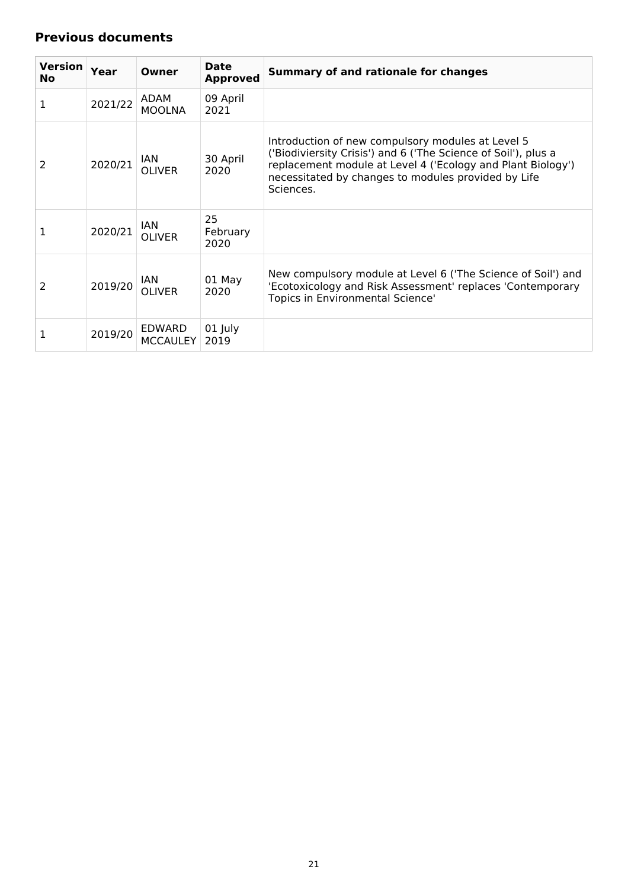## Previous documents

| Version No | Year | Owner | Date Approved | Summary of and rationale for changes |
|---|---|---|---|---|
| 1 | 2021/22 | ADAM MOOLNA | 09 April 2021 | |
| 2 | 2020/21 | IAN OLIVER | 30 April 2020 | Introduction of new compulsory modules at Level 5 ('Biodiviersity Crisis') and 6 ('The Science of Soil'), plus a replacement module at Level 4 ('Ecology and Plant Biology') necessitated by changes to modules provided by Life Sciences. |
| 1 | 2020/21 | IAN OLIVER | 25 February 2020 | |
| 2 | 2019/20 | IAN OLIVER | 01 May 2020 | New compulsory module at Level 6 ('The Science of Soil') and 'Ecotoxicology and Risk Assessment' replaces 'Contemporary Topics in Environmental Science' |
| 1 | 2019/20 | EDWARD MCCAULEY | 01 July 2019 | |